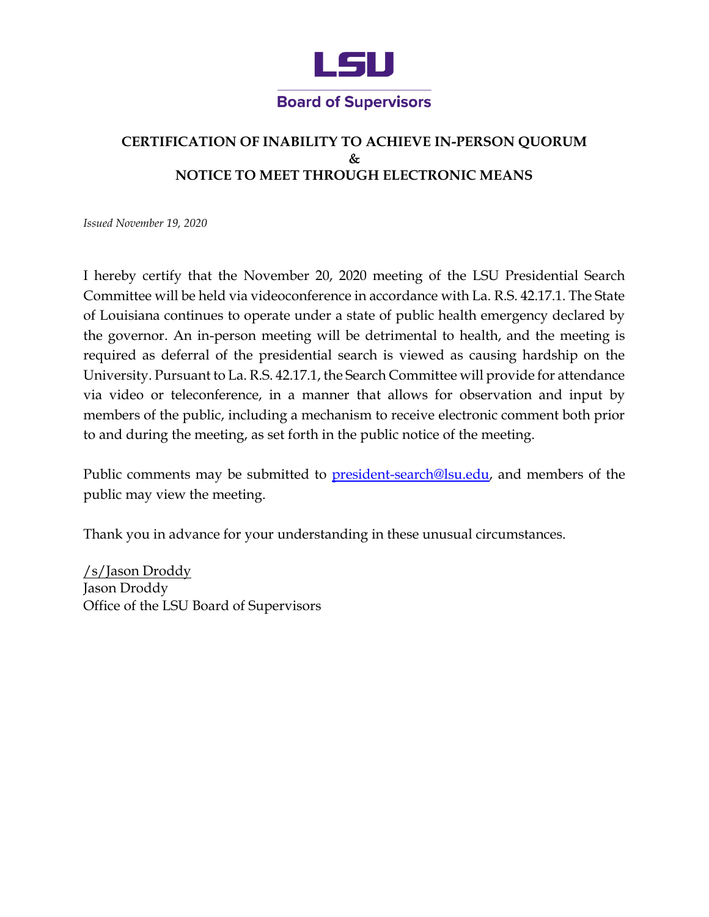# LSU

## Board of Supervisors

### CERTIFICATION OF INABILITY TO ACHIEVE IN-PERSON QUORUM
### &
### NOTICE TO MEET THROUGH ELECTRONIC MEANS

*Issued November 19, 2020*

I hereby certify that the November 20, 2020 meeting of the LSU Presidential Search Committee will be held via videoconference in accordance with La. R.S. 42.17.1. The State of Louisiana continues to operate under a state of public health emergency declared by the governor. An in-person meeting will be detrimental to health, and the meeting is required as deferral of the presidential search is viewed as causing hardship on the University. Pursuant to La. R.S. 42.17.1, the Search Committee will provide for attendance via video or teleconference, in a manner that allows for observation and input by members of the public, including a mechanism to receive electronic comment both prior to and during the meeting, as set forth in the public notice of the meeting.

Public comments may be submitted to president-search@lsu.edu, and members of the public may view the meeting.

Thank you in advance for your understanding in these unusual circumstances.

/s/Jason Droddy
Jason Droddy
Office of the LSU Board of Supervisors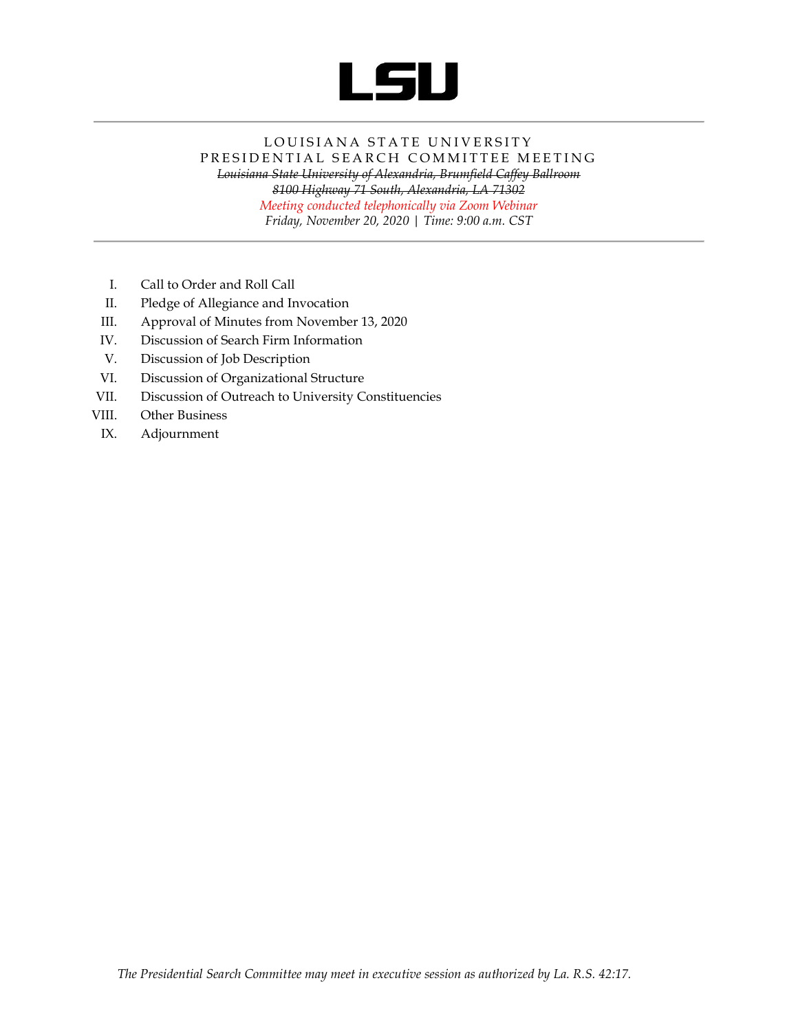# LSU

LOUISIANA STATE UNIVERSITY
PRESIDENTIAL SEARCH COMMITTEE MEETING

~~*Louisiana State University of Alexandria, Brumfield Caffey Ballroom*~~
~~*8100 Highway 71 South, Alexandria, LA 71302*~~
*Meeting conducted telephonically via Zoom Webinar*
*Friday, November 20, 2020 | Time: 9:00 a.m. CST*

---

I. Call to Order and Roll Call
II. Pledge of Allegiance and Invocation
III. Approval of Minutes from November 13, 2020
IV. Discussion of Search Firm Information
V. Discussion of Job Description
VI. Discussion of Organizational Structure
VII. Discussion of Outreach to University Constituencies
VIII. Other Business
IX. Adjournment

*The Presidential Search Committee may meet in executive session as authorized by La. R.S. 42:17.*